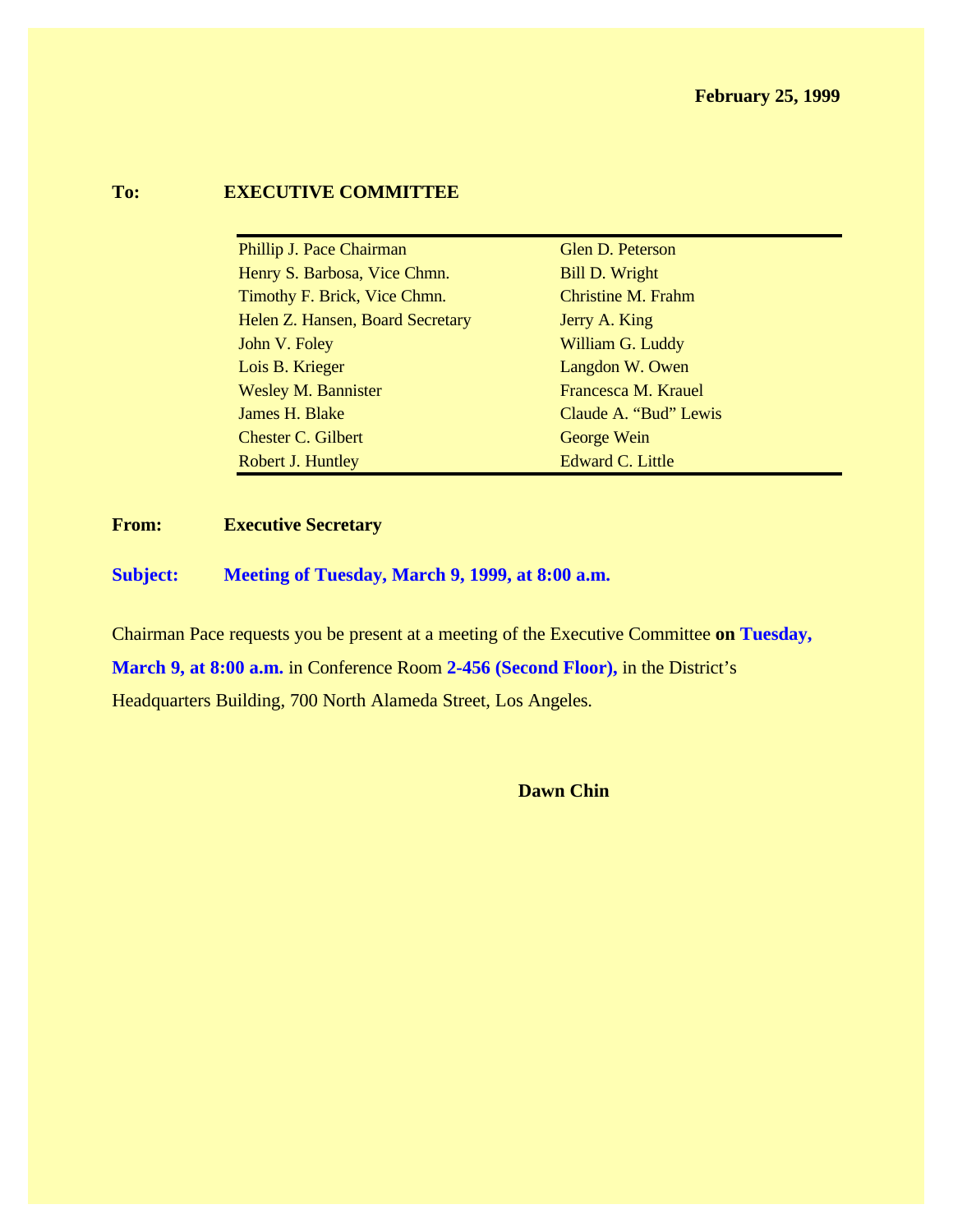**February 25, 1999**

**To:** **EXECUTIVE COMMITTEE**

| | |
|---|---|
| Phillip J. Pace Chairman | Glen D. Peterson |
| Henry S. Barbosa, Vice Chmn. | Bill D. Wright |
| Timothy F. Brick, Vice Chmn. | Christine M. Frahm |
| Helen Z. Hansen, Board Secretary | Jerry A. King |
| John V. Foley | William G. Luddy |
| Lois B. Krieger | Langdon W. Owen |
| Wesley M. Bannister | Francesca M. Krauel |
| James H. Blake | Claude A. "Bud" Lewis |
| Chester C. Gilbert | George Wein |
| Robert J. Huntley | Edward C. Little |

**From:** **Executive Secretary**

**Subject:** **Meeting of Tuesday, March 9, 1999, at 8:00 a.m.**

Chairman Pace requests you be present at a meeting of the Executive Committee **on Tuesday, March 9, at 8:00 a.m.** in Conference Room **2-456 (Second Floor),** in the District's Headquarters Building, 700 North Alameda Street, Los Angeles.

**Dawn Chin**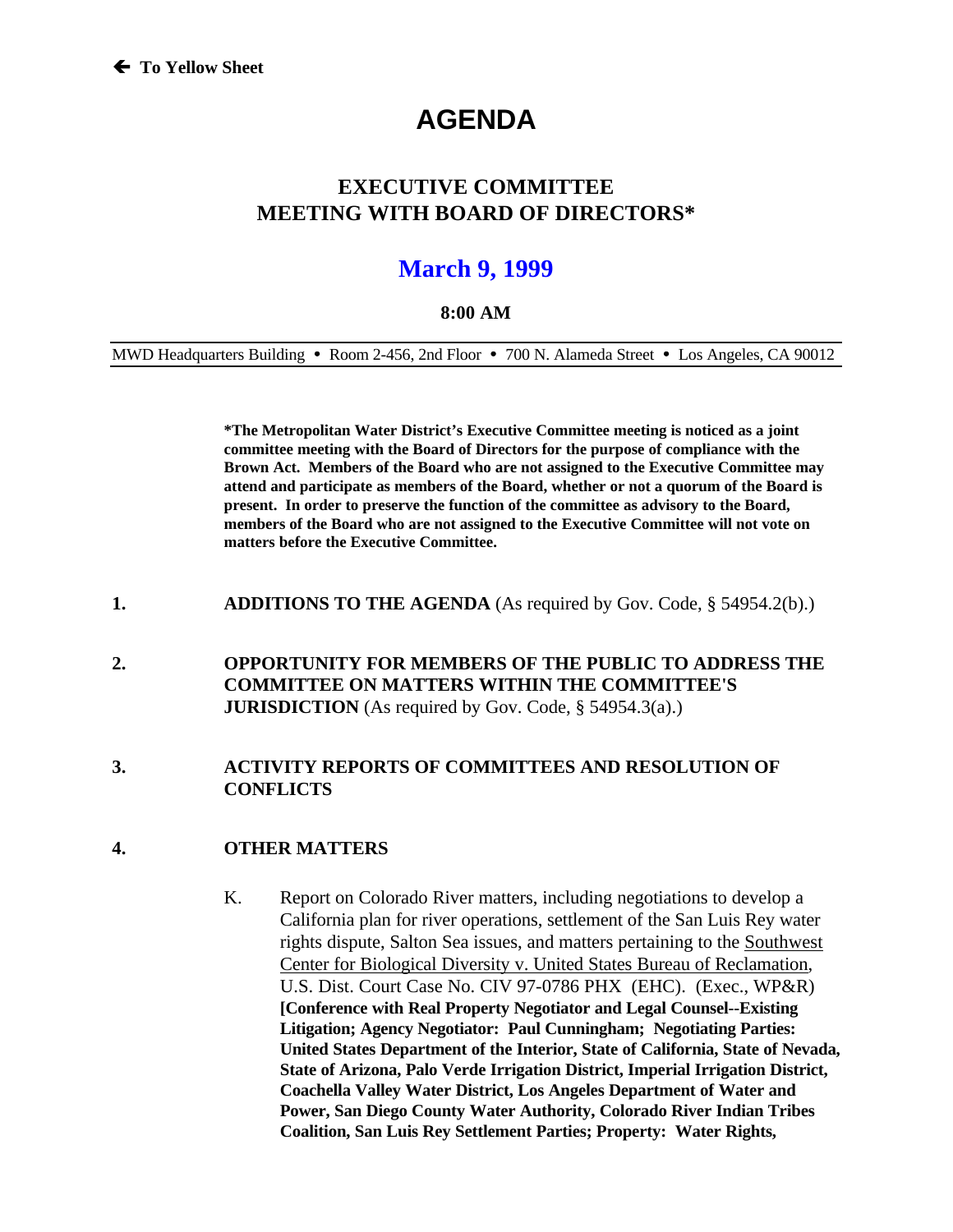← To Yellow Sheet

# AGENDA

## EXECUTIVE COMMITTEE MEETING WITH BOARD OF DIRECTORS*

## March 9, 1999

**8:00 AM**

MWD Headquarters Building • Room 2-456, 2nd Floor • 700 N. Alameda Street • Los Angeles, CA 90012

**\*The Metropolitan Water District's Executive Committee meeting is noticed as a joint committee meeting with the Board of Directors for the purpose of compliance with the Brown Act. Members of the Board who are not assigned to the Executive Committee may attend and participate as members of the Board, whether or not a quorum of the Board is present. In order to preserve the function of the committee as advisory to the Board, members of the Board who are not assigned to the Executive Committee will not vote on matters before the Executive Committee.**

**1. ADDITIONS TO THE AGENDA** (As required by Gov. Code, § 54954.2(b).)

**2. OPPORTUNITY FOR MEMBERS OF THE PUBLIC TO ADDRESS THE COMMITTEE ON MATTERS WITHIN THE COMMITTEE'S JURISDICTION** (As required by Gov. Code, § 54954.3(a).)

**3. ACTIVITY REPORTS OF COMMITTEES AND RESOLUTION OF CONFLICTS**

**4. OTHER MATTERS**

K. Report on Colorado River matters, including negotiations to develop a California plan for river operations, settlement of the San Luis Rey water rights dispute, Salton Sea issues, and matters pertaining to the <u>Southwest Center for Biological Diversity v. United States Bureau of Reclamation</u>, U.S. Dist. Court Case No. CIV 97-0786 PHX (EHC). (Exec., WP&R) **[Conference with Real Property Negotiator and Legal Counsel--Existing Litigation; Agency Negotiator: Paul Cunningham; Negotiating Parties: United States Department of the Interior, State of California, State of Nevada, State of Arizona, Palo Verde Irrigation District, Imperial Irrigation District, Coachella Valley Water District, Los Angeles Department of Water and Power, San Diego County Water Authority, Colorado River Indian Tribes Coalition, San Luis Rey Settlement Parties; Property: Water Rights,**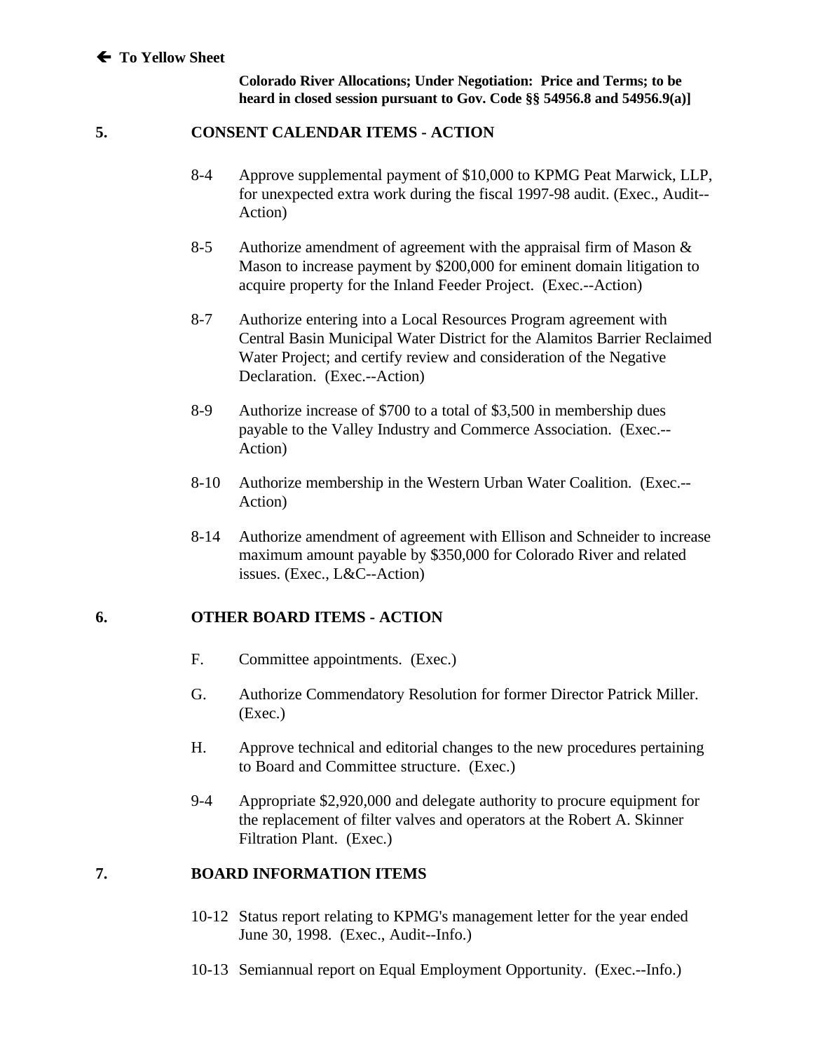🡐 **To Yellow Sheet**

**Colorado River Allocations; Under Negotiation: Price and Terms; to be heard in closed session pursuant to Gov. Code §§ 54956.8 and 54956.9(a)]**

## 5. CONSENT CALENDAR ITEMS - ACTION

8-4 Approve supplemental payment of $10,000 to KPMG Peat Marwick, LLP, for unexpected extra work during the fiscal 1997-98 audit. (Exec., Audit--Action)

8-5 Authorize amendment of agreement with the appraisal firm of Mason & Mason to increase payment by $200,000 for eminent domain litigation to acquire property for the Inland Feeder Project. (Exec.--Action)

8-7 Authorize entering into a Local Resources Program agreement with Central Basin Municipal Water District for the Alamitos Barrier Reclaimed Water Project; and certify review and consideration of the Negative Declaration. (Exec.--Action)

8-9 Authorize increase of $700 to a total of $3,500 in membership dues payable to the Valley Industry and Commerce Association. (Exec.--Action)

8-10 Authorize membership in the Western Urban Water Coalition. (Exec.--Action)

8-14 Authorize amendment of agreement with Ellison and Schneider to increase maximum amount payable by $350,000 for Colorado River and related issues. (Exec., L&C--Action)

## 6. OTHER BOARD ITEMS - ACTION

F. Committee appointments. (Exec.)

G. Authorize Commendatory Resolution for former Director Patrick Miller. (Exec.)

H. Approve technical and editorial changes to the new procedures pertaining to Board and Committee structure. (Exec.)

9-4 Appropriate $2,920,000 and delegate authority to procure equipment for the replacement of filter valves and operators at the Robert A. Skinner Filtration Plant. (Exec.)

## 7. BOARD INFORMATION ITEMS

10-12 Status report relating to KPMG's management letter for the year ended June 30, 1998. (Exec., Audit--Info.)

10-13 Semiannual report on Equal Employment Opportunity. (Exec.--Info.)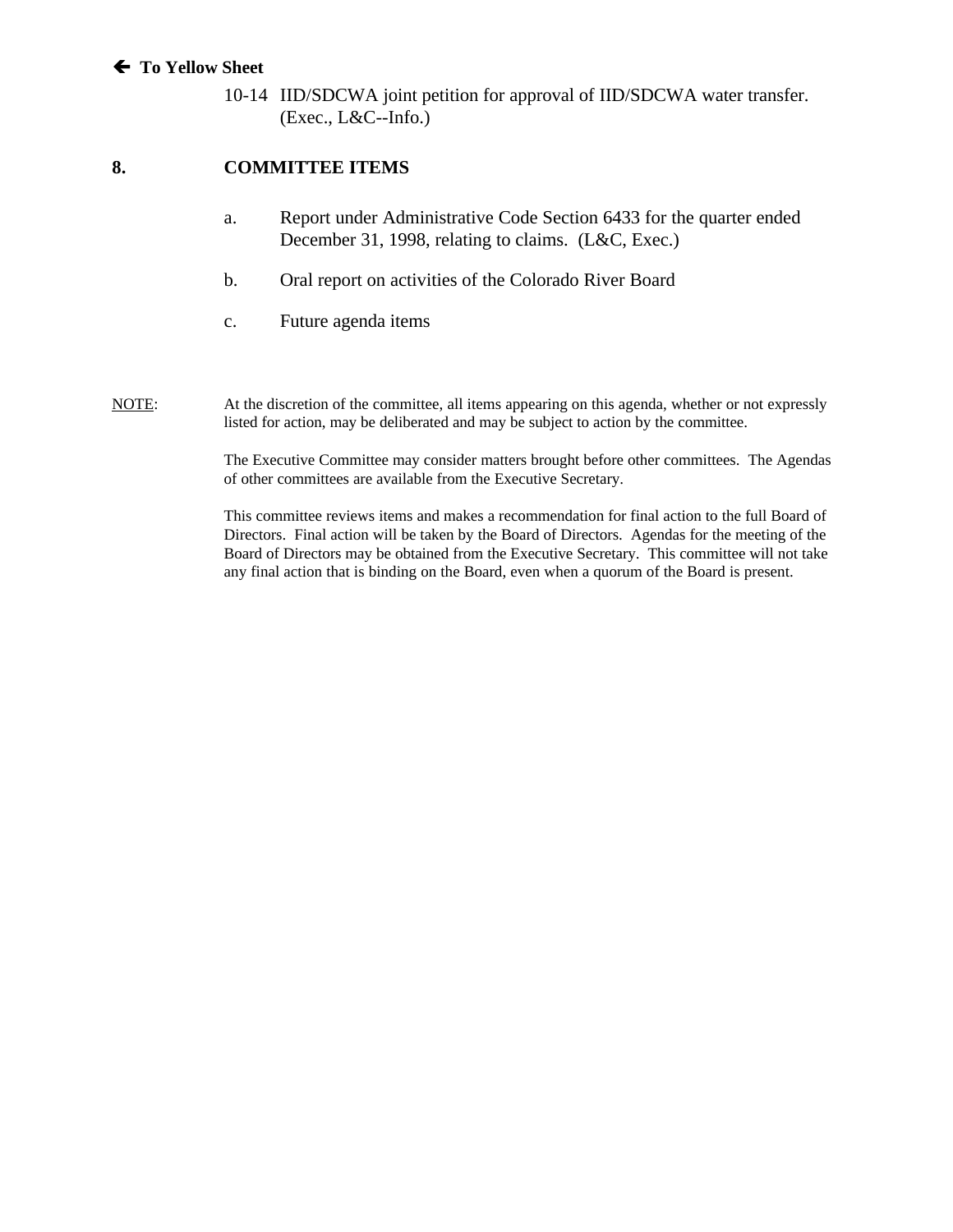**🡐 To Yellow Sheet**

10-14 IID/SDCWA joint petition for approval of IID/SDCWA water transfer. (Exec., L&C--Info.)

**8. COMMITTEE ITEMS**

a. Report under Administrative Code Section 6433 for the quarter ended December 31, 1998, relating to claims. (L&C, Exec.)

b. Oral report on activities of the Colorado River Board

c. Future agenda items

NOTE: At the discretion of the committee, all items appearing on this agenda, whether or not expressly listed for action, may be deliberated and may be subject to action by the committee.

The Executive Committee may consider matters brought before other committees. The Agendas of other committees are available from the Executive Secretary.

This committee reviews items and makes a recommendation for final action to the full Board of Directors. Final action will be taken by the Board of Directors. Agendas for the meeting of the Board of Directors may be obtained from the Executive Secretary. This committee will not take any final action that is binding on the Board, even when a quorum of the Board is present.